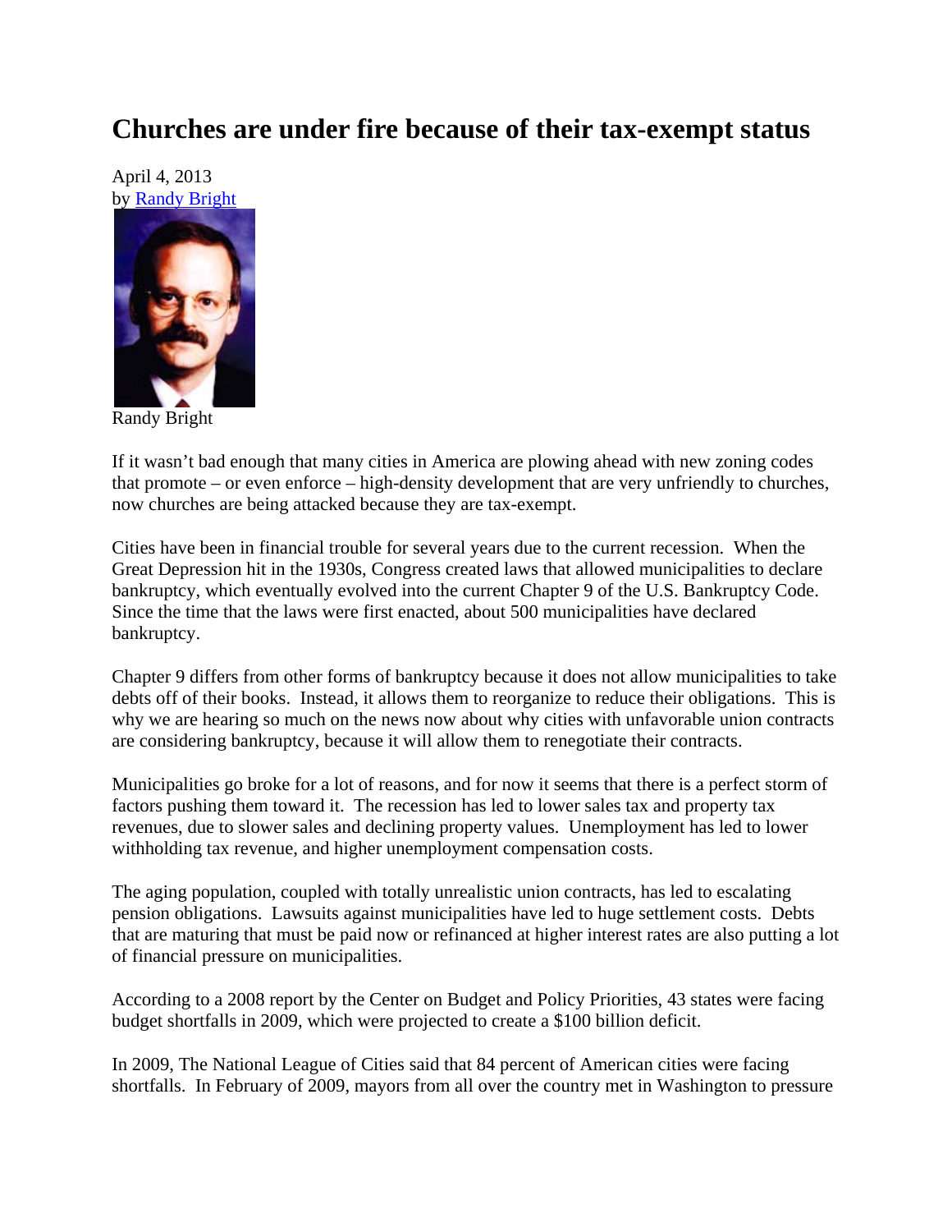# Churches are under fire because of their tax-exempt status

April 4, 2013
by [Randy Bright](#)

Randy Bright

If it wasn't bad enough that many cities in America are plowing ahead with new zoning codes that promote – or even enforce – high-density development that are very unfriendly to churches, now churches are being attacked because they are tax-exempt.

Cities have been in financial trouble for several years due to the current recession. When the Great Depression hit in the 1930s, Congress created laws that allowed municipalities to declare bankruptcy, which eventually evolved into the current Chapter 9 of the U.S. Bankruptcy Code. Since the time that the laws were first enacted, about 500 municipalities have declared bankruptcy.

Chapter 9 differs from other forms of bankruptcy because it does not allow municipalities to take debts off of their books. Instead, it allows them to reorganize to reduce their obligations. This is why we are hearing so much on the news now about why cities with unfavorable union contracts are considering bankruptcy, because it will allow them to renegotiate their contracts.

Municipalities go broke for a lot of reasons, and for now it seems that there is a perfect storm of factors pushing them toward it. The recession has led to lower sales tax and property tax revenues, due to slower sales and declining property values. Unemployment has led to lower withholding tax revenue, and higher unemployment compensation costs.

The aging population, coupled with totally unrealistic union contracts, has led to escalating pension obligations. Lawsuits against municipalities have led to huge settlement costs. Debts that are maturing that must be paid now or refinanced at higher interest rates are also putting a lot of financial pressure on municipalities.

According to a 2008 report by the Center on Budget and Policy Priorities, 43 states were facing budget shortfalls in 2009, which were projected to create a $100 billion deficit.

In 2009, The National League of Cities said that 84 percent of American cities were facing shortfalls. In February of 2009, mayors from all over the country met in Washington to pressure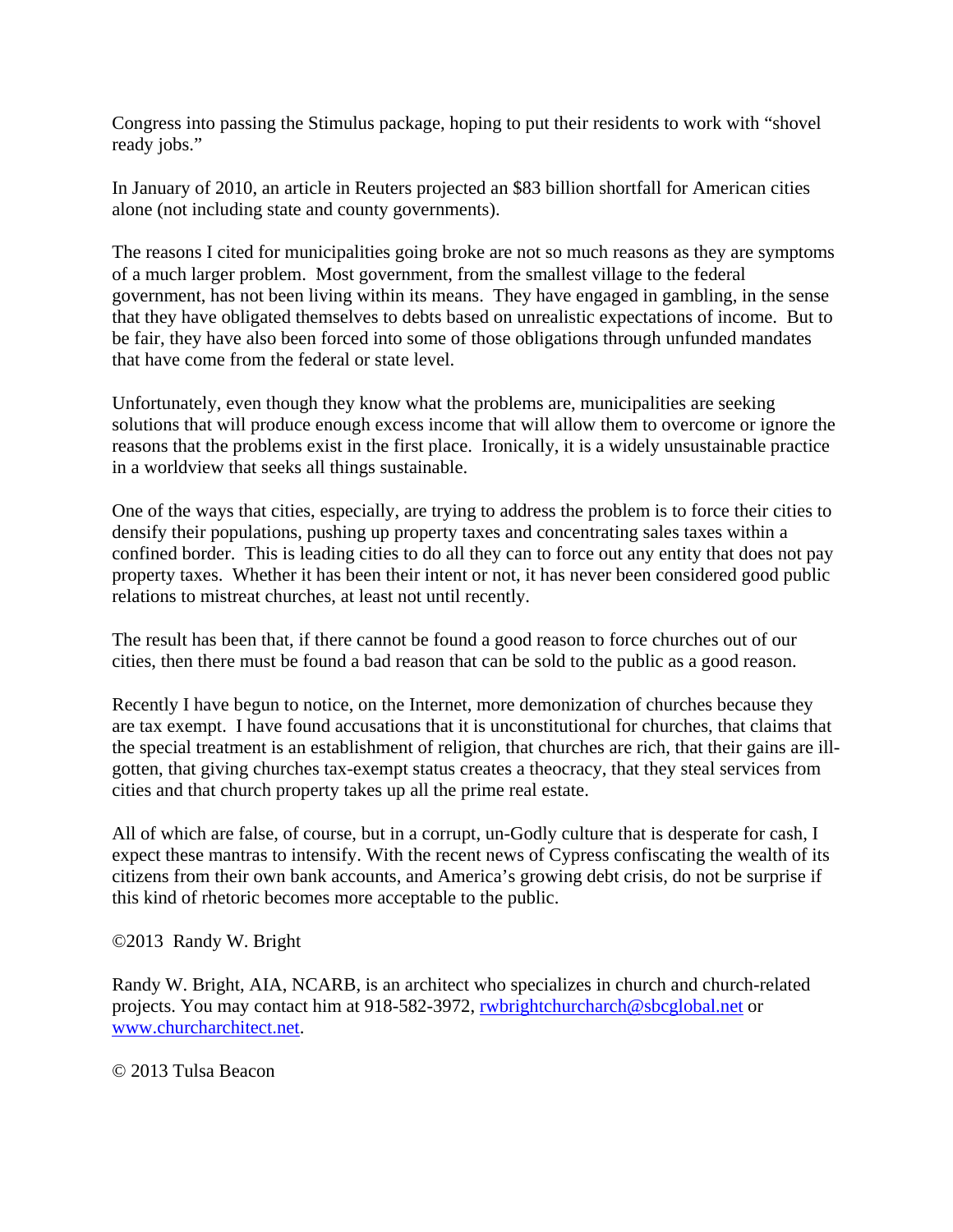Congress into passing the Stimulus package, hoping to put their residents to work with "shovel ready jobs."

In January of 2010, an article in Reuters projected an $83 billion shortfall for American cities alone (not including state and county governments).

The reasons I cited for municipalities going broke are not so much reasons as they are symptoms of a much larger problem. Most government, from the smallest village to the federal government, has not been living within its means. They have engaged in gambling, in the sense that they have obligated themselves to debts based on unrealistic expectations of income. But to be fair, they have also been forced into some of those obligations through unfunded mandates that have come from the federal or state level.

Unfortunately, even though they know what the problems are, municipalities are seeking solutions that will produce enough excess income that will allow them to overcome or ignore the reasons that the problems exist in the first place. Ironically, it is a widely unsustainable practice in a worldview that seeks all things sustainable.

One of the ways that cities, especially, are trying to address the problem is to force their cities to densify their populations, pushing up property taxes and concentrating sales taxes within a confined border. This is leading cities to do all they can to force out any entity that does not pay property taxes. Whether it has been their intent or not, it has never been considered good public relations to mistreat churches, at least not until recently.

The result has been that, if there cannot be found a good reason to force churches out of our cities, then there must be found a bad reason that can be sold to the public as a good reason.

Recently I have begun to notice, on the Internet, more demonization of churches because they are tax exempt. I have found accusations that it is unconstitutional for churches, that claims that the special treatment is an establishment of religion, that churches are rich, that their gains are ill-gotten, that giving churches tax-exempt status creates a theocracy, that they steal services from cities and that church property takes up all the prime real estate.

All of which are false, of course, but in a corrupt, un-Godly culture that is desperate for cash, I expect these mantras to intensify. With the recent news of Cypress confiscating the wealth of its citizens from their own bank accounts, and America's growing debt crisis, do not be surprise if this kind of rhetoric becomes more acceptable to the public.

©2013 Randy W. Bright

Randy W. Bright, AIA, NCARB, is an architect who specializes in church and church-related projects. You may contact him at 918-582-3972, rwbrightchurcharch@sbcglobal.net or www.churcharchitect.net.

© 2013 Tulsa Beacon